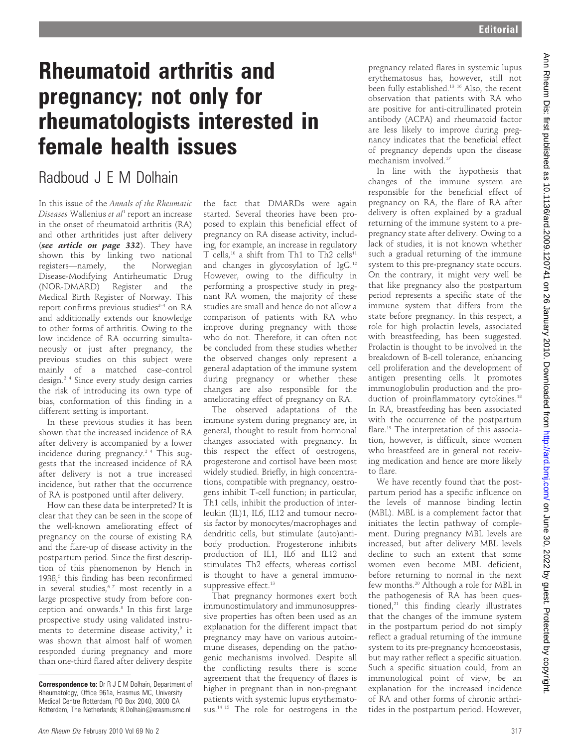# Rheumatoid arthritis and pregnancy; not only for rheumatologists interested in female health issues

Radboud J E M Dolhain

In this issue of the *Annals of the Rheumatic Diseases* Wallenius *et al*[1] report an increase in the onset of rheumatoid arthritis (RA) and other arthritides just after delivery (***see article on page 332***). They have shown this by linking two national registers—namely, the Norwegian Disease-Modifying Antirheumatic Drug (NOR-DMARD) Register and the Medical Birth Register of Norway. This report confirms previous studies[2–4] on RA and additionally extends our knowledge to other forms of arthritis. Owing to the low incidence of RA occurring simultaneously or just after pregnancy, the previous studies on this subject were mainly of a matched case–control design.[2 4] Since every study design carries the risk of introducing its own type of bias, conformation of this finding in a different setting is important.

In these previous studies it has been shown that the increased incidence of RA after delivery is accompanied by a lower incidence during pregnancy.[2 4] This suggests that the increased incidence of RA after delivery is not a true increased incidence, but rather that the occurrence of RA is postponed until after delivery.

How can these data be interpreted? It is clear that they can be seen in the scope of the well-known ameliorating effect of pregnancy on the course of existing RA and the flare-up of disease activity in the postpartum period. Since the first description of this phenomenon by Hench in 1938,[5] this finding has been reconfirmed in several studies,[6 7] most recently in a large prospective study from before conception and onwards.[8] In this first large prospective study using validated instruments to determine disease activity,[9] it was shown that almost half of women responded during pregnancy and more than one-third flared after delivery despite the fact that DMARDs were again started. Several theories have been proposed to explain this beneficial effect of pregnancy on RA disease activity, including, for example, an increase in regulatory T cells,[10] a shift from Th1 to Th2 cells[11] and changes in glycosylation of IgG.[12] However, owing to the difficulty in performing a prospective study in pregnant RA women, the majority of these studies are small and hence do not allow a comparison of patients with RA who improve during pregnancy with those who do not. Therefore, it can often not be concluded from these studies whether the observed changes only represent a general adaptation of the immune system during pregnancy or whether these changes are also responsible for the ameliorating effect of pregnancy on RA.

The observed adaptations of the immune system during pregnancy are, in general, thought to result from hormonal changes associated with pregnancy. In this respect the effect of oestrogens, progesterone and cortisol have been most widely studied. Briefly, in high concentrations, compatible with pregnancy, oestrogens inhibit T-cell function; in particular, Th1 cells, inhibit the production of interleukin (IL)1, IL6, IL12 and tumour necrosis factor by monocytes/macrophages and dendritic cells, but stimulate (auto)antibody production. Progesterone inhibits production of IL1, IL6 and IL12 and stimulates Th2 effects, whereas cortisol is thought to have a general immunosuppressive effect.[13]

That pregnancy hormones exert both immunostimulatory and immunosuppressive properties has often been used as an explanation for the different impact that pregnancy may have on various autoimmune diseases, depending on the pathogenic mechanisms involved. Despite all the conflicting results there is some agreement that the frequency of flares is higher in pregnant than in non-pregnant patients with systemic lupus erythematosus.[14 15] The role for oestrogens in the pregnancy related flares in systemic lupus erythematosus has, however, still not been fully established.[13 16] Also, the recent observation that patients with RA who are positive for anti-citrullinated protein antibody (ACPA) and rheumatoid factor are less likely to improve during pregnancy indicates that the beneficial effect of pregnancy depends upon the disease mechanism involved.[17]

In line with the hypothesis that changes of the immune system are responsible for the beneficial effect of pregnancy on RA, the flare of RA after delivery is often explained by a gradual returning of the immune system to a pre-pregnancy state after delivery. Owing to a lack of studies, it is not known whether such a gradual returning of the immune system to this pre-pregnancy state occurs. On the contrary, it might very well be that like pregnancy also the postpartum period represents a specific state of the immune system that differs from the state before pregnancy. In this respect, a role for high prolactin levels, associated with breastfeeding, has been suggested. Prolactin is thought to be involved in the breakdown of B-cell tolerance, enhancing cell proliferation and the development of antigen presenting cells. It promotes immunoglobulin production and the production of proinflammatory cytokines.[18] In RA, breastfeeding has been associated with the occurrence of the postpartum flare.[19] The interpretation of this association, however, is difficult, since women who breastfeed are in general not receiving medication and hence are more likely to flare.

We have recently found that the postpartum period has a specific influence on the levels of mannose binding lectin (MBL). MBL is a complement factor that initiates the lectin pathway of complement. During pregnancy MBL levels are increased, but after delivery MBL levels decline to such an extent that some women even become MBL deficient, before returning to normal in the next few months.[20] Although a role for MBL in the pathogenesis of RA has been questioned,[21] this finding clearly illustrates that the changes of the immune system in the postpartum period do not simply reflect a gradual returning of the immune system to its pre-pregnancy homoeostasis, but may rather reflect a specific situation. Such a specific situation could, from an immunological point of view, be an explanation for the increased incidence of RA and other forms of chronic arthritides in the postpartum period. However,

**Correspondence to:** Dr R J E M Dolhain, Department of Rheumatology, Office 961a, Erasmus MC, University Medical Centre Rotterdam, PO Box 2040, 3000 CA Rotterdam, The Netherlands; R.Dolhain@erasmusmc.nl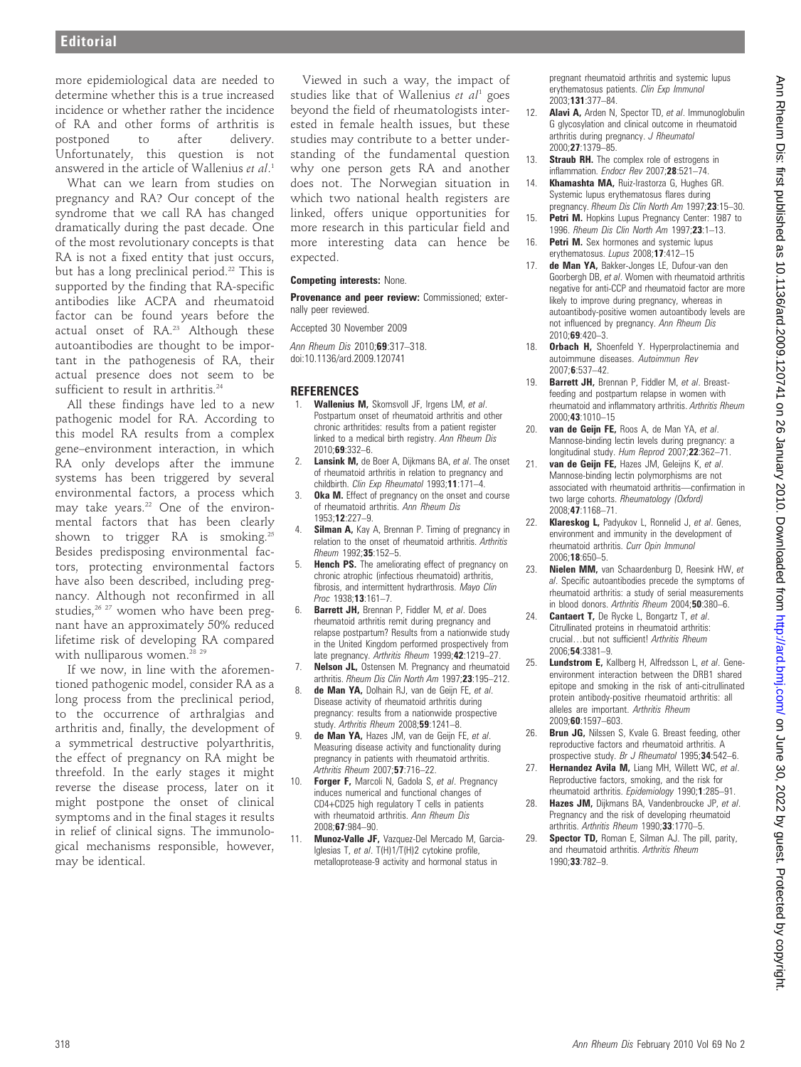more epidemiological data are needed to determine whether this is a true increased incidence or whether rather the incidence of RA and other forms of arthritis is postponed to after delivery. Unfortunately, this question is not answered in the article of Wallenius *et al*.[1]

What can we learn from studies on pregnancy and RA? Our concept of the syndrome that we call RA has changed dramatically during the past decade. One of the most revolutionary concepts is that RA is not a fixed entity that just occurs, but has a long preclinical period.[22] This is supported by the finding that RA-specific antibodies like ACPA and rheumatoid factor can be found years before the actual onset of RA.[23] Although these autoantibodies are thought to be important in the pathogenesis of RA, their actual presence does not seem to be sufficient to result in arthritis.[24]

All these findings have led to a new pathogenic model for RA. According to this model RA results from a complex gene–environment interaction, in which RA only develops after the immune systems has been triggered by several environmental factors, a process which may take years.[22] One of the environmental factors that has been clearly shown to trigger RA is smoking.[25] Besides predisposing environmental factors, protecting environmental factors have also been described, including pregnancy. Although not reconfirmed in all studies,[26 27] women who have been pregnant have an approximately 50% reduced lifetime risk of developing RA compared with nulliparous women.[28 29]

If we now, in line with the aforementioned pathogenic model, consider RA as a long process from the preclinical period, to the occurrence of arthralgias and arthritis and, finally, the development of a symmetrical destructive polyarthritis, the effect of pregnancy on RA might be threefold. In the early stages it might reverse the disease process, later on it might postpone the onset of clinical symptoms and in the final stages it results in relief of clinical signs. The immunological mechanisms responsible, however, may be identical.

Viewed in such a way, the impact of studies like that of Wallenius *et al*[1] goes beyond the field of rheumatologists interested in female health issues, but these studies may contribute to a better understanding of the fundamental question why one person gets RA and another does not. The Norwegian situation in which two national health registers are linked, offers unique opportunities for more research in this particular field and more interesting data can hence be expected.

**Competing interests:** None.

**Provenance and peer review:** Commissioned; externally peer reviewed.

Accepted 30 November 2009

*Ann Rheum Dis* 2010;**69**:317–318.
doi:10.1136/ard.2009.120741

## REFERENCES

1. **Wallenius M,** Skomsvoll JF, Irgens LM, *et al*. Postpartum onset of rheumatoid arthritis and other chronic arthritides: results from a patient register linked to a medical birth registry. *Ann Rheum Dis* 2010;**69**:332–6.
2. **Lansink M,** de Boer A, Dijkmans BA, *et al*. The onset of rheumatoid arthritis in relation to pregnancy and childbirth. *Clin Exp Rheumatol* 1993;**11**:171–4.
3. **Oka M.** Effect of pregnancy on the onset and course of rheumatoid arthritis. *Ann Rheum Dis* 1953;**12**:227–9.
4. **Silman A,** Kay A, Brennan P. Timing of pregnancy in relation to the onset of rheumatoid arthritis. *Arthritis Rheum* 1992;**35**:152–5.
5. **Hench PS.** The ameliorating effect of pregnancy on chronic atrophic (infectious rheumatoid) arthritis, fibrosis, and intermittent hydrarthrosis. *Mayo Clin Proc* 1938;**13**:161–7.
6. **Barrett JH,** Brennan P, Fiddler M, *et al*. Does rheumatoid arthritis remit during pregnancy and relapse postpartum? Results from a nationwide study in the United Kingdom performed prospectively from late pregnancy. *Arthritis Rheum* 1999;**42**:1219–27.
7. **Nelson JL,** Ostensen M. Pregnancy and rheumatoid arthritis. *Rheum Dis Clin North Am* 1997;**23**:195–212.
8. **de Man YA,** Dolhain RJ, van de Geijn FE, *et al*. Disease activity of rheumatoid arthritis during pregnancy: results from a nationwide prospective study. *Arthritis Rheum* 2008;**59**:1241–8.
9. **de Man YA,** Hazes JM, van de Geijn FE, *et al*. Measuring disease activity and functionality during pregnancy in patients with rheumatoid arthritis. *Arthritis Rheum* 2007;**57**:716–22.
10. **Forger F,** Marcoli N, Gadola S, *et al*. Pregnancy induces numerical and functional changes of CD4+CD25 high regulatory T cells in patients with rheumatoid arthritis. *Ann Rheum Dis* 2008;**67**:984–90.
11. **Munoz-Valle JF,** Vazquez-Del Mercado M, Garcia-Iglesias T, *et al*. T(H)1/T(H)2 cytokine profile, metalloprotease-9 activity and hormonal status in pregnant rheumatoid arthritis and systemic lupus erythematosus patients. *Clin Exp Immunol* 2003;**131**:377–84.
12. **Alavi A,** Arden N, Spector TD, *et al*. Immunoglobulin G glycosylation and clinical outcome in rheumatoid arthritis during pregnancy. *J Rheumatol* 2000;**27**:1379–85.
13. **Straub RH.** The complex role of estrogens in inflammation. *Endocr Rev* 2007;**28**:521–74.
14. **Khamashta MA,** Ruiz-Irastorza G, Hughes GR. Systemic lupus erythematosus flares during pregnancy. *Rheum Dis Clin North Am* 1997;**23**:15–30.
15. **Petri M.** Hopkins Lupus Pregnancy Center: 1987 to 1996. *Rheum Dis Clin North Am* 1997;**23**:1–13.
16. **Petri M.** Sex hormones and systemic lupus erythematosus. *Lupus* 2008;**17**:412–15
17. **de Man YA,** Bakker-Jonges LE, Dufour-van den Goorbergh DB, *et al*. Women with rheumatoid arthritis negative for anti-CCP and rheumatoid factor are more likely to improve during pregnancy, whereas in autoantibody-positive women autoantibody levels are not influenced by pregnancy. *Ann Rheum Dis* 2010;**69**:420–3.
18. **Orbach H,** Shoenfeld Y. Hyperprolactinemia and autoimmune diseases. *Autoimmun Rev* 2007;**6**:537–42.
19. **Barrett JH,** Brennan P, Fiddler M, *et al*. Breast-feeding and postpartum relapse in women with rheumatoid and inflammatory arthritis. *Arthritis Rheum* 2000;**43**:1010–15
20. **van de Geijn FE,** Roos A, de Man YA, *et al*. Mannose-binding lectin levels during pregnancy: a longitudinal study. *Hum Reprod* 2007;**22**:362–71.
21. **van de Geijn FE,** Hazes JM, Geleijns K, *et al*. Mannose-binding lectin polymorphisms are not associated with rheumatoid arthritis—confirmation in two large cohorts. *Rheumatology (Oxford)* 2008;**47**:1168–71.
22. **Klareskog L,** Padyukov L, Ronnelid J, *et al*. Genes, environment and immunity in the development of rheumatoid arthritis. *Curr Opin Immunol* 2006;**18**:650–5.
23. **Nielen MM,** van Schaardenburg D, Reesink HW, *et al*. Specific autoantibodies precede the symptoms of rheumatoid arthritis: a study of serial measurements in blood donors. *Arthritis Rheum* 2004;**50**:380–6.
24. **Cantaert T,** De Rycke L, Bongartz T, *et al*. Citrullinated proteins in rheumatoid arthritis: crucial…but not sufficient! *Arthritis Rheum* 2006;**54**:3381–9.
25. **Lundstrom E,** Kallberg H, Alfredsson L, *et al*. Gene-environment interaction between the DRB1 shared epitope and smoking in the risk of anti-citrullinated protein antibody-positive rheumatoid arthritis: all alleles are important. *Arthritis Rheum* 2009;**60**:1597–603.
26. **Brun JG,** Nilssen S, Kvale G. Breast feeding, other reproductive factors and rheumatoid arthritis. A prospective study. *Br J Rheumatol* 1995;**34**:542–6.
27. **Hernandez Avila M,** Liang MH, Willett WC, *et al*. Reproductive factors, smoking, and the risk for rheumatoid arthritis. *Epidemiology* 1990;**1**:285–91.
28. **Hazes JM,** Dijkmans BA, Vandenbroucke JP, *et al*. Pregnancy and the risk of developing rheumatoid arthritis. *Arthritis Rheum* 1990;**33**:1770–5.
29. **Spector TD,** Roman E, Silman AJ. The pill, parity, and rheumatoid arthritis. *Arthritis Rheum* 1990;**33**:782–9.